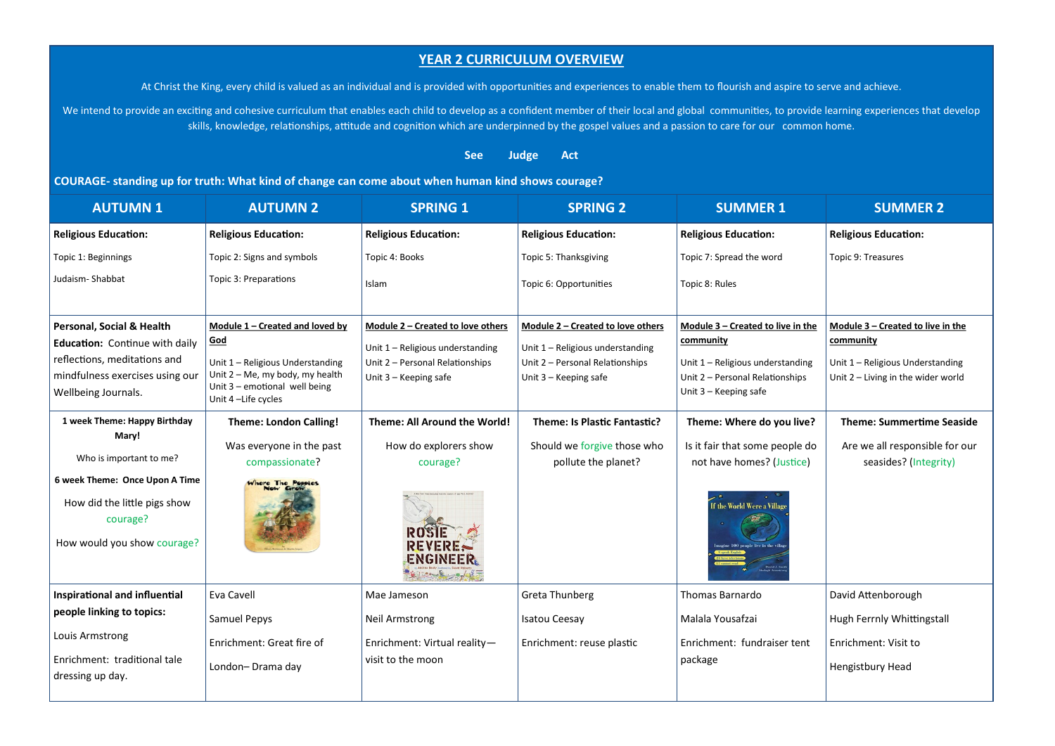# YEAR 2 CURRICULUM OVERVIEW

At Christ the King, every child is valued as an individual and is provided with opportunities and experiences to enable them to flourish and aspire to serve and achieve.

We intend to provide an exciting and cohesive curriculum that enables each child to develop as a confident member of their local and global communities, to provide learning experiences that develop skills, knowledge, relationships, attitude and cognition which are underpinned by the gospel values and a passion to care for our common home.

**See Judge Act**

**COURAGE- standing up for truth: What kind of change can come about when human kind shows courage?**

| AUTUMN 1 | AUTUMN 2 | SPRING 1 | SPRING 2 | SUMMER 1 | SUMMER 2 |
|---|---|---|---|---|---|
| **Religious Education:**<br>Topic 1: Beginnings<br>Judaism- Shabbat | **Religious Education:**<br>Topic 2: Signs and symbols<br>Topic 3: Preparations | **Religious Education:**<br>Topic 4: Books<br>Islam | **Religious Education:**<br>Topic 5: Thanksgiving<br>Topic 6: Opportunities | **Religious Education:**<br>Topic 7: Spread the word<br>Topic 8: Rules | **Religious Education:**<br>Topic 9: Treasures |
| **Personal, Social & Health Education:** Continue with daily reflections, meditations and mindfulness exercises using our Wellbeing Journals. | **Module 1 – Created and loved by God**<br>Unit 1 – Religious Understanding<br>Unit 2 – Me, my body, my health<br>Unit 3 – emotional well being<br>Unit 4 –Life cycles | **Module 2 – Created to love others**<br>Unit 1 – Religious understanding<br>Unit 2 – Personal Relationships<br>Unit 3 – Keeping safe | **Module 2 – Created to love others**<br>Unit 1 – Religious understanding<br>Unit 2 – Personal Relationships<br>Unit 3 – Keeping safe | **Module 3 – Created to live in the community**<br>Unit 1 – Religious understanding<br>Unit 2 – Personal Relationships<br>Unit 3 – Keeping safe | **Module 3 – Created to live in the community**<br>Unit 1 – Religious Understanding<br>Unit 2 – Living in the wider world |
| **1 week Theme: Happy Birthday Mary!**<br>Who is important to me?<br>**6 week Theme: Once Upon A Time**<br>How did the little pigs show courage?<br>How would you show courage? | **Theme: London Calling!**<br>Was everyone in the past compassionate? | **Theme: All Around the World!**<br>How do explorers show courage? | **Theme: Is Plastic Fantastic?**<br>Should we forgive those who pollute the planet? | **Theme: Where do you live?**<br>Is it fair that some people do not have homes? (Justice) | **Theme: Summertime Seaside**<br>Are we all responsible for our seasides? (Integrity) |
| **Inspirational and influential people linking to topics:**<br>Louis Armstrong<br>Enrichment: traditional tale dressing up day. | Eva Cavell<br>Samuel Pepys<br>Enrichment: Great fire of London– Drama day | Mae Jameson<br>Neil Armstrong<br>Enrichment: Virtual reality—visit to the moon | Greta Thunberg<br>Isatou Ceesay<br>Enrichment: reuse plastic | Thomas Barnardo<br>Malala Yousafzai<br>Enrichment: fundraiser tent package | David Attenborough<br>Hugh Ferrnly Whittingstall<br>Enrichment: Visit to Hengistbury Head |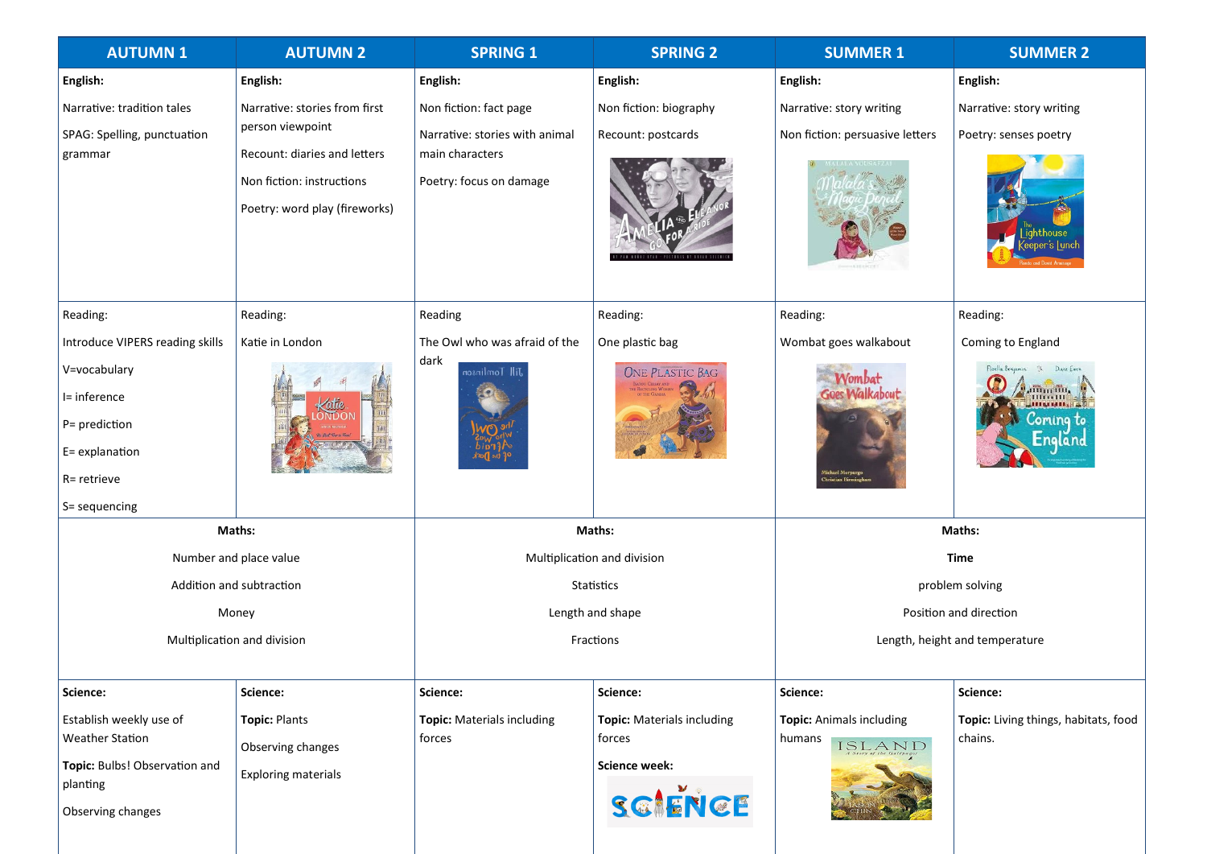| AUTUMN 1 | AUTUMN 2 | SPRING 1 | SPRING 2 | SUMMER 1 | SUMMER 2 |
|---|---|---|---|---|---|
| **English:**<br><br>Narrative: tradition tales<br><br>SPAG: Spelling, punctuation grammar | **English:**<br><br>Narrative: stories from first person viewpoint<br><br>Recount: diaries and letters<br><br>Non fiction: instructions<br><br>Poetry: word play (fireworks) | **English:**<br><br>Non fiction: fact page<br><br>Narrative: stories with animal main characters<br><br>Poetry: focus on damage | **English:**<br><br>Non fiction: biography<br><br>Recount: postcards | **English:**<br><br>Narrative: story writing<br><br>Non fiction: persuasive letters | **English:**<br><br>Narrative: story writing<br><br>Poetry: senses poetry |
| Reading:<br><br>Introduce VIPERS reading skills<br><br>V=vocabulary<br><br>I= inference<br><br>P= prediction<br><br>E= explanation<br><br>R= retrieve<br><br>S= sequencing | Reading:<br><br>Katie in London | Reading<br><br>The Owl who was afraid of the dark | Reading:<br><br>One plastic bag | Reading:<br><br>Wombat goes walkabout | Reading:<br><br>Coming to England |
| **Maths:**<br><br>Number and place value<br><br>Addition and subtraction<br><br>Money<br><br>Multiplication and division | | **Maths:**<br><br>Multiplication and division<br><br>Statistics<br><br>Length and shape<br><br>Fractions | | **Maths:**<br><br>**Time**<br><br>problem solving<br><br>Position and direction<br><br>Length, height and temperature | |
| **Science:**<br><br>Establish weekly use of Weather Station<br><br>**Topic:** Bulbs! Observation and planting<br><br>Observing changes | **Science:**<br><br>**Topic:** Plants<br><br>Observing changes<br><br>Exploring materials | **Science:**<br><br>**Topic:** Materials including forces | **Science:**<br><br>**Topic:** Materials including forces<br><br>**Science week:** | **Science:**<br><br>**Topic:** Animals including humans | **Science:**<br><br>**Topic:** Living things, habitats, food chains. |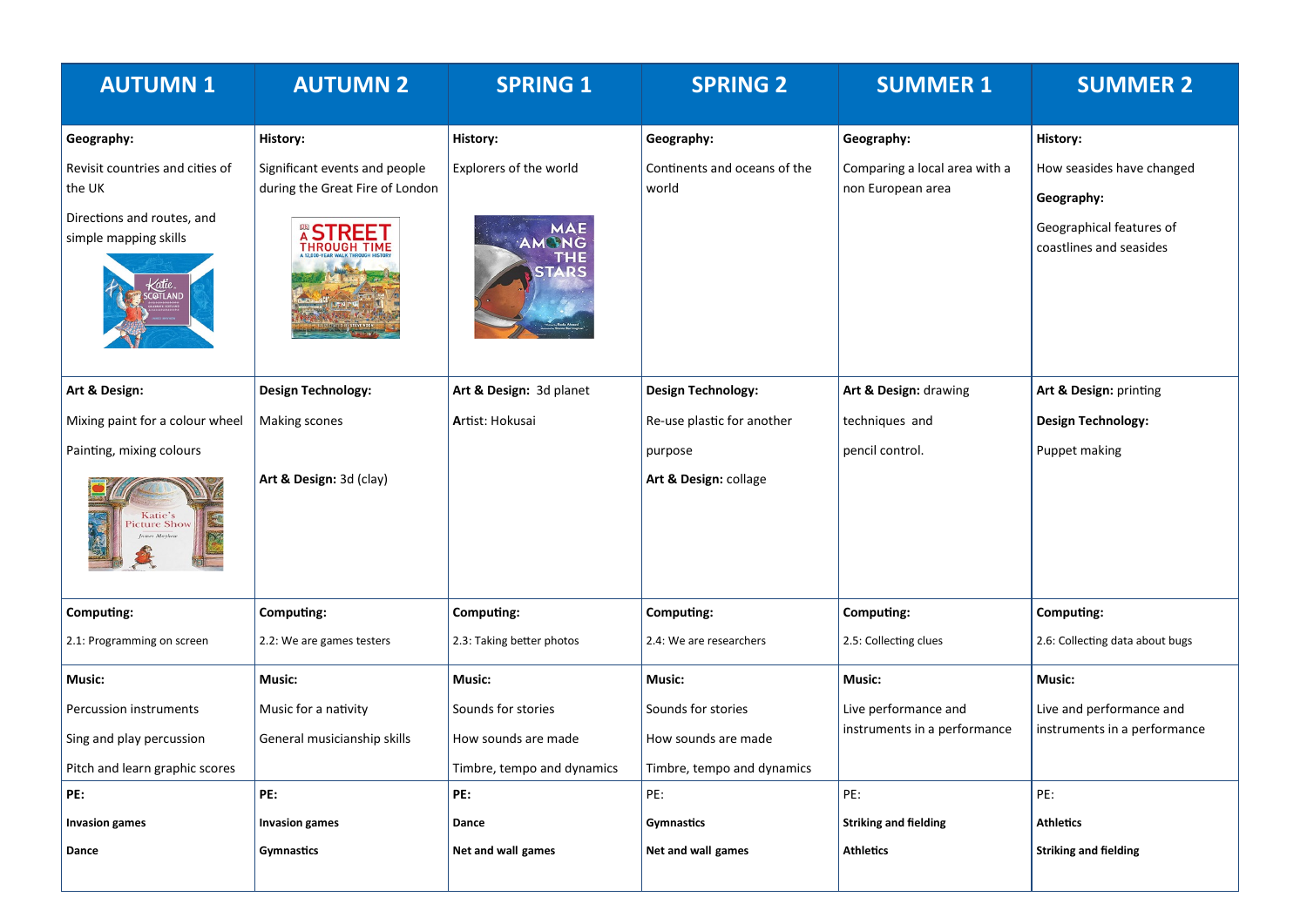| AUTUMN 1 | AUTUMN 2 | SPRING 1 | SPRING 2 | SUMMER 1 | SUMMER 2 |
|---|---|---|---|---|---|
| **Geography:**<br>Revisit countries and cities of the UK<br>Directions and routes, and simple mapping skills | **History:**<br>Significant events and people during the Great Fire of London | **History:**<br>Explorers of the world | **Geography:**<br>Continents and oceans of the world | **Geography:**<br>Comparing a local area with a non European area | **History:**<br>How seasides have changed<br>**Geography:**<br>Geographical features of coastlines and seasides |
| **Art & Design:**<br>Mixing paint for a colour wheel<br>Painting, mixing colours | **Design Technology:**<br>Making scones<br>**Art & Design:** 3d (clay) | **Art & Design:** 3d planet<br>**A**rtist: Hokusai | **Design Technology:**<br>Re-use plastic for another purpose<br>**Art & Design:** collage | **Art & Design:** drawing techniques and pencil control. | **Art & Design:** printing<br>**Design Technology:**<br>Puppet making |
| **Computing:**<br>2.1: Programming on screen | **Computing:**<br>2.2: We are games testers | **Computing:**<br>2.3: Taking better photos | **Computing:**<br>2.4: We are researchers | **Computing:**<br>2.5: Collecting clues | **Computing:**<br>2.6: Collecting data about bugs |
| **Music:**<br>Percussion instruments<br>Sing and play percussion<br>Pitch and learn graphic scores | **Music:**<br>Music for a nativity<br>General musicianship skills | **Music:**<br>Sounds for stories<br>How sounds are made<br>Timbre, tempo and dynamics | **Music:**<br>Sounds for stories<br>How sounds are made<br>Timbre, tempo and dynamics | **Music:**<br>Live performance and instruments in a performance | **Music:**<br>Live and performance and instruments in a performance |
| **PE:**<br>**Invasion games**<br>**Dance** | **PE:**<br>**Invasion games**<br>**Gymnastics** | **PE:**<br>**Dance**<br>**Net and wall games** | PE:<br>**Gymnastics**<br>**Net and wall games** | PE:<br>**Striking and fielding**<br>**Athletics** | PE:<br>**Athletics**<br>**Striking and fielding** |